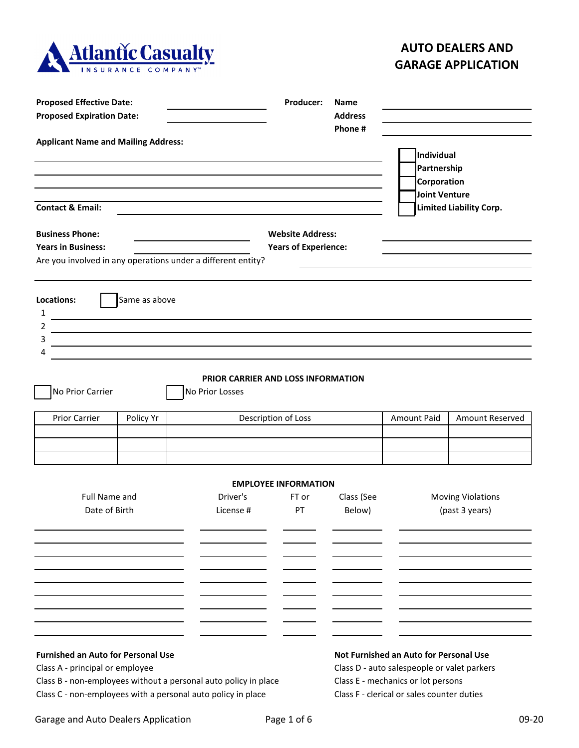Atlantic Casualty
INSURANCE COMPANY™

# AUTO DEALERS AND GARAGE APPLICATION

**Proposed Effective Date:** ____________________

**Proposed Expiration Date:** ____________________

**Producer:**
**Name** ____________________
**Address** ____________________
**Phone #** ____________________

**Applicant Name and Mailing Address:**

____________________

____________________

____________________

☐ Individual
☐ Partnership
☐ Corporation
☐ Joint Venture
☐ Limited Liability Corp.

**Contact & Email:** ____________________

**Business Phone:** ____________________

**Website Address:** ____________________

**Years in Business:** ____________________

**Years of Experience:** ____________________

Are you involved in any operations under a different entity? ____________________

____________________

**Locations:** ☐ Same as above

1 ____________________
2 ____________________
3 ____________________
4 ____________________

## PRIOR CARRIER AND LOSS INFORMATION

☐ No Prior Carrier ☐ No Prior Losses

| Prior Carrier | Policy Yr | Description of Loss | Amount Paid | Amount Reserved |
|---|---|---|---|---|
| | | | | |
| | | | | |
| | | | | |

## EMPLOYEE INFORMATION

| Full Name and Date of Birth | Driver's License # | FT or PT | Class (See Below) | Moving Violations (past 3 years) |
|---|---|---|---|---|
| | | | | |
| | | | | |
| | | | | |
| | | | | |
| | | | | |
| | | | | |
| | | | | |
| | | | | |
| | | | | |

**Furnished an Auto for Personal Use**

Class A - principal or employee
Class B - non-employees without a personal auto policy in place
Class C - non-employees with a personal auto policy in place

**Not Furnished an Auto for Personal Use**

Class D - auto salespeople or valet parkers
Class E - mechanics or lot persons
Class F - clerical or sales counter duties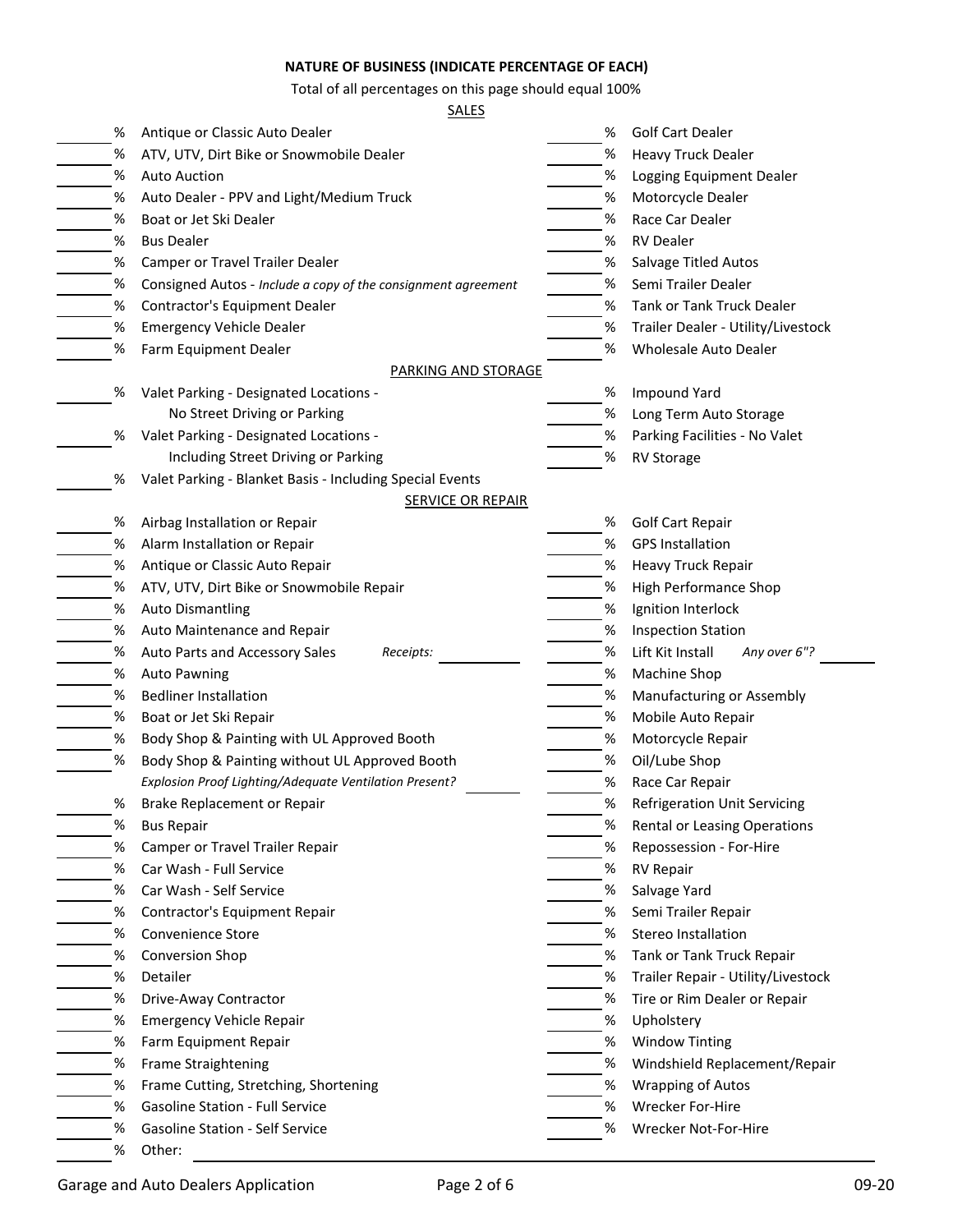## NATURE OF BUSINESS (INDICATE PERCENTAGE OF EACH)

Total of all percentages on this page should equal 100%

### SALES

| | | | |
|---|---|---|---|
| _______ % | Antique or Classic Auto Dealer | _______ % | Golf Cart Dealer |
| _______ % | ATV, UTV, Dirt Bike or Snowmobile Dealer | _______ % | Heavy Truck Dealer |
| _______ % | Auto Auction | _______ % | Logging Equipment Dealer |
| _______ % | Auto Dealer - PPV and Light/Medium Truck | _______ % | Motorcycle Dealer |
| _______ % | Boat or Jet Ski Dealer | _______ % | Race Car Dealer |
| _______ % | Bus Dealer | _______ % | RV Dealer |
| _______ % | Camper or Travel Trailer Dealer | _______ % | Salvage Titled Autos |
| _______ % | Consigned Autos - *Include a copy of the consignment agreement* | _______ % | Semi Trailer Dealer |
| _______ % | Contractor's Equipment Dealer | _______ % | Tank or Tank Truck Dealer |
| _______ % | Emergency Vehicle Dealer | _______ % | Trailer Dealer - Utility/Livestock |
| _______ % | Farm Equipment Dealer | _______ % | Wholesale Auto Dealer |

### PARKING AND STORAGE

| | | | |
|---|---|---|---|
| _______ % | Valet Parking - Designated Locations - No Street Driving or Parking | _______ % | Impound Yard |
| | | _______ % | Long Term Auto Storage |
| _______ % | Valet Parking - Designated Locations - Including Street Driving or Parking | _______ % | Parking Facilities - No Valet |
| | | _______ % | RV Storage |
| _______ % | Valet Parking - Blanket Basis - Including Special Events | | |

### SERVICE OR REPAIR

| | | | |
|---|---|---|---|
| _______ % | Airbag Installation or Repair | _______ % | Golf Cart Repair |
| _______ % | Alarm Installation or Repair | _______ % | GPS Installation |
| _______ % | Antique or Classic Auto Repair | _______ % | Heavy Truck Repair |
| _______ % | ATV, UTV, Dirt Bike or Snowmobile Repair | _______ % | High Performance Shop |
| _______ % | Auto Dismantling | _______ % | Ignition Interlock |
| _______ % | Auto Maintenance and Repair | _______ % | Inspection Station |
| _______ % | Auto Parts and Accessory Sales *Receipts:* __________ | _______ % | Lift Kit Install *Any over 6"?* _______ |
| _______ % | Auto Pawning | _______ % | Machine Shop |
| _______ % | Bedliner Installation | _______ % | Manufacturing or Assembly |
| _______ % | Boat or Jet Ski Repair | _______ % | Mobile Auto Repair |
| _______ % | Body Shop & Painting with UL Approved Booth | _______ % | Motorcycle Repair |
| _______ % | Body Shop & Painting without UL Approved Booth | _______ % | Oil/Lube Shop |
| | *Explosion Proof Lighting/Adequate Ventilation Present?* _______ | _______ % | Race Car Repair |
| _______ % | Brake Replacement or Repair | _______ % | Refrigeration Unit Servicing |
| _______ % | Bus Repair | _______ % | Rental or Leasing Operations |
| _______ % | Camper or Travel Trailer Repair | _______ % | Repossession - For-Hire |
| _______ % | Car Wash - Full Service | _______ % | RV Repair |
| _______ % | Car Wash - Self Service | _______ % | Salvage Yard |
| _______ % | Contractor's Equipment Repair | _______ % | Semi Trailer Repair |
| _______ % | Convenience Store | _______ % | Stereo Installation |
| _______ % | Conversion Shop | _______ % | Tank or Tank Truck Repair |
| _______ % | Detailer | _______ % | Trailer Repair - Utility/Livestock |
| _______ % | Drive-Away Contractor | _______ % | Tire or Rim Dealer or Repair |
| _______ % | Emergency Vehicle Repair | _______ % | Upholstery |
| _______ % | Farm Equipment Repair | _______ % | Window Tinting |
| _______ % | Frame Straightening | _______ % | Windshield Replacement/Repair |
| _______ % | Frame Cutting, Stretching, Shortening | _______ % | Wrapping of Autos |
| _______ % | Gasoline Station - Full Service | _______ % | Wrecker For-Hire |
| _______ % | Gasoline Station - Self Service | _______ % | Wrecker Not-For-Hire |
| _______ % | Other: ____________________________________________ | | |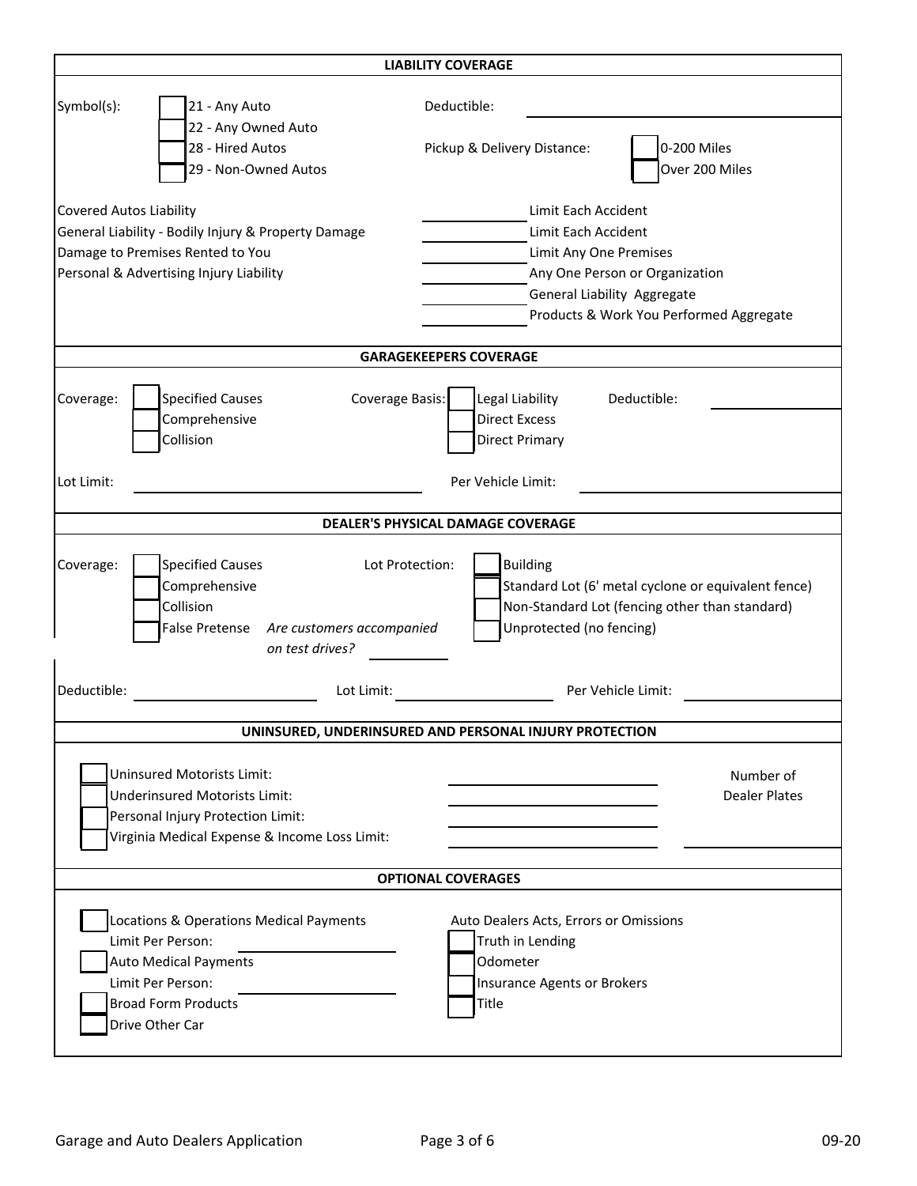## LIABILITY COVERAGE

Symbol(s):
- ☐ 21 - Any Auto
- ☐ 22 - Any Owned Auto
- ☐ 28 - Hired Autos
- ☐ 29 - Non-Owned Autos

Deductible: ____________________

Pickup & Delivery Distance: ☐ 0-200 Miles ☐ Over 200 Miles

| Coverage | Amount | Limit |
|---|---|---|
| Covered Autos Liability | ________ | Limit Each Accident |
| General Liability - Bodily Injury & Property Damage | ________ | Limit Each Accident |
| Damage to Premises Rented to You | ________ | Limit Any One Premises |
| Personal & Advertising Injury Liability | ________ | Any One Person or Organization |
| | ________ | General Liability Aggregate |
| | ________ | Products & Work You Performed Aggregate |

## GARAGEKEEPERS COVERAGE

Coverage:
- ☐ Specified Causes
- ☐ Comprehensive
- ☐ Collision

Coverage Basis:
- ☐ Legal Liability
- ☐ Direct Excess
- ☐ Direct Primary

Deductible: ____________________

Lot Limit: ____________________ Per Vehicle Limit: ____________________

## DEALER'S PHYSICAL DAMAGE COVERAGE

Coverage:
- ☐ Specified Causes
- ☐ Comprehensive
- ☐ Collision
- ☐ False Pretense *Are customers accompanied on test drives?* ________

Lot Protection:
- ☐ Building
- ☐ Standard Lot (6' metal cyclone or equivalent fence)
- ☐ Non-Standard Lot (fencing other than standard)
- ☐ Unprotected (no fencing)

Deductible: ____________________ Lot Limit: ____________________ Per Vehicle Limit: ____________________

## UNINSURED, UNDERINSURED AND PERSONAL INJURY PROTECTION

- ☐ Uninsured Motorists Limit: ____________________
- ☐ Underinsured Motorists Limit: ____________________
- ☐ Personal Injury Protection Limit: ____________________
- ☐ Virginia Medical Expense & Income Loss Limit: ____________________

Number of Dealer Plates ____________________

## OPTIONAL COVERAGES

- ☐ Locations & Operations Medical Payments
  Limit Per Person: ____________________
- ☐ Auto Medical Payments
  Limit Per Person: ____________________
- ☐ Broad Form Products
- ☐ Drive Other Car

Auto Dealers Acts, Errors or Omissions
- ☐ Truth in Lending
- ☐ Odometer
- ☐ Insurance Agents or Brokers
- ☐ Title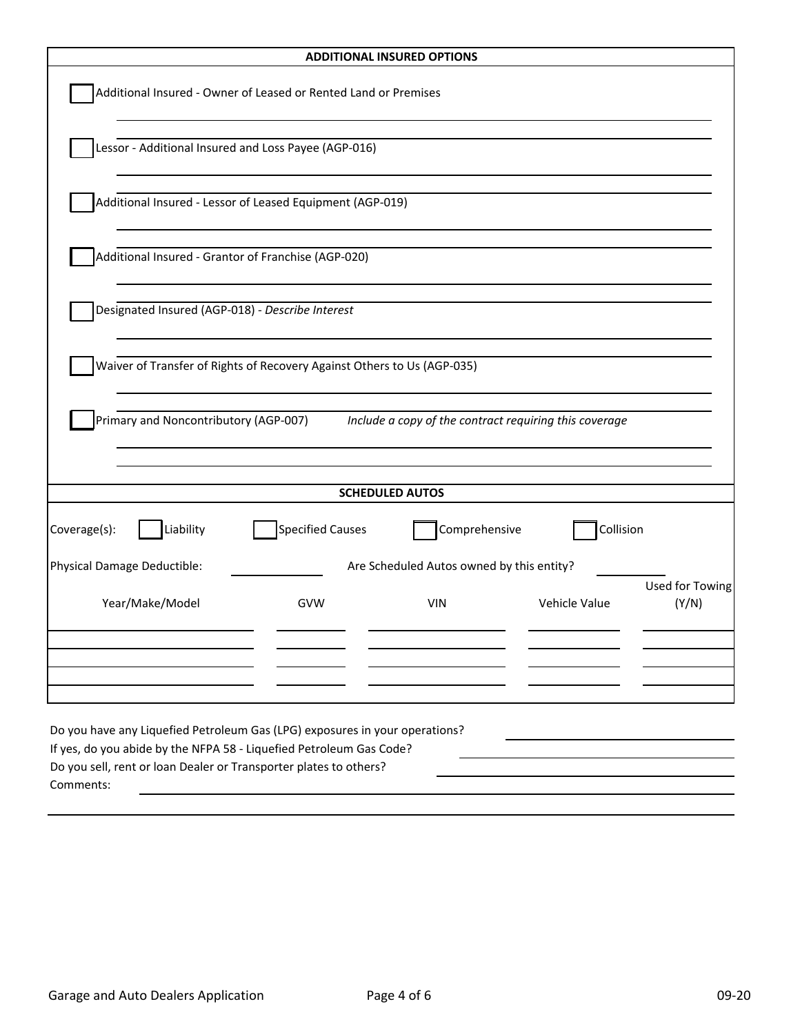## ADDITIONAL INSURED OPTIONS

☐ Additional Insured - Owner of Leased or Rented Land or Premises

☐ Lessor - Additional Insured and Loss Payee (AGP-016)

☐ Additional Insured - Lessor of Leased Equipment (AGP-019)

☐ Additional Insured - Grantor of Franchise (AGP-020)

☐ Designated Insured (AGP-018) - *Describe Interest*

☐ Waiver of Transfer of Rights of Recovery Against Others to Us (AGP-035)

☐ Primary and Noncontributory (AGP-007) *Include a copy of the contract requiring this coverage*

## SCHEDULED AUTOS

Coverage(s): ☐ Liability ☐ Specified Causes ☐ Comprehensive ☐ Collision

Physical Damage Deductible: ______ Are Scheduled Autos owned by this entity? ______

| Year/Make/Model | GVW | VIN | Vehicle Value | Used for Towing (Y/N) |
| --- | --- | --- | --- | --- |
| | | | | |
| | | | | |
| | | | | |
| | | | | |

Do you have any Liquefied Petroleum Gas (LPG) exposures in your operations? ______

If yes, do you abide by the NFPA 58 - Liquefied Petroleum Gas Code? ______

Do you sell, rent or loan Dealer or Transporter plates to others? ______

Comments: ______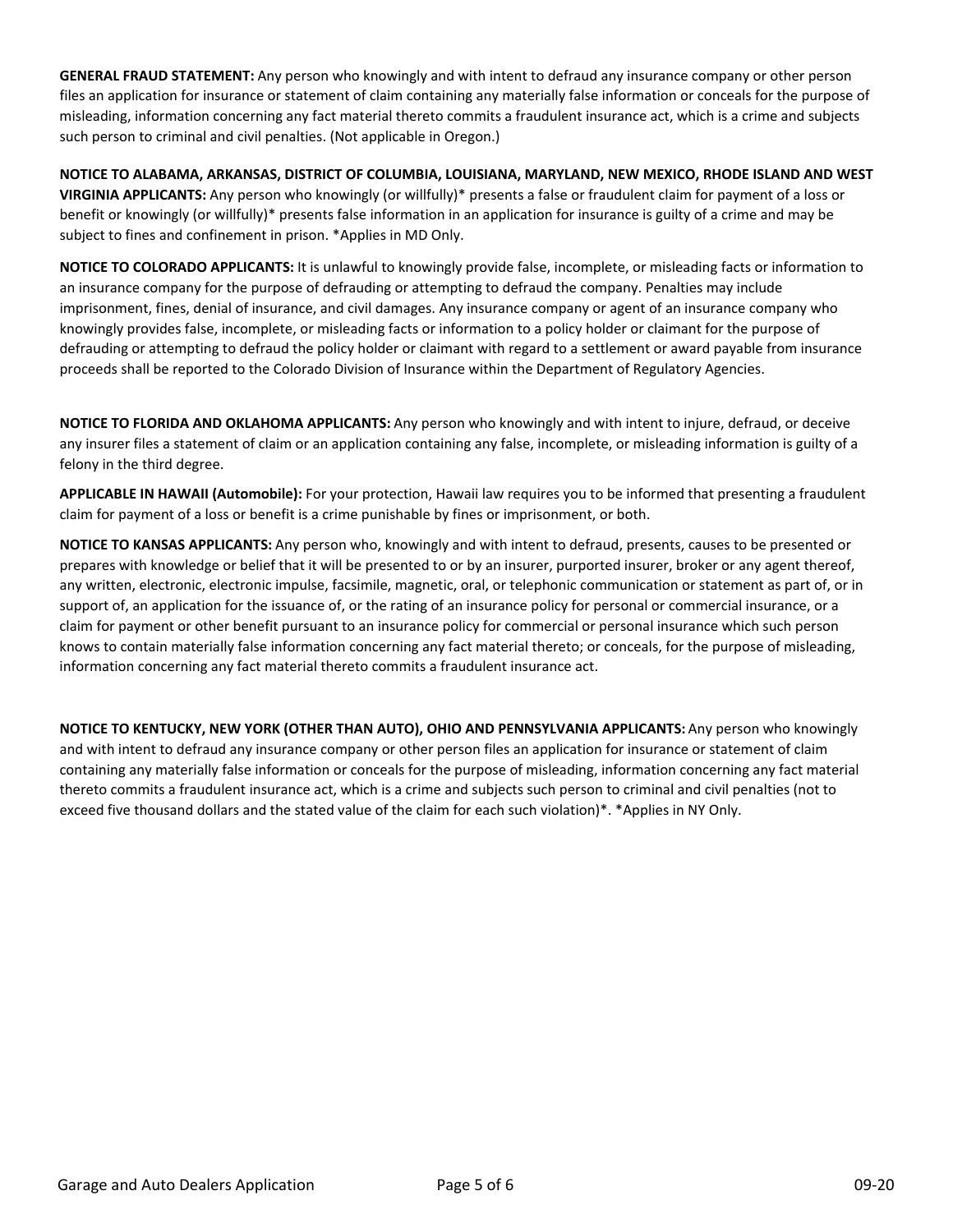**GENERAL FRAUD STATEMENT:** Any person who knowingly and with intent to defraud any insurance company or other person files an application for insurance or statement of claim containing any materially false information or conceals for the purpose of misleading, information concerning any fact material thereto commits a fraudulent insurance act, which is a crime and subjects such person to criminal and civil penalties. (Not applicable in Oregon.)

**NOTICE TO ALABAMA, ARKANSAS, DISTRICT OF COLUMBIA, LOUISIANA, MARYLAND, NEW MEXICO, RHODE ISLAND AND WEST VIRGINIA APPLICANTS:** Any person who knowingly (or willfully)* presents a false or fraudulent claim for payment of a loss or benefit or knowingly (or willfully)* presents false information in an application for insurance is guilty of a crime and may be subject to fines and confinement in prison. *Applies in MD Only.

**NOTICE TO COLORADO APPLICANTS:** It is unlawful to knowingly provide false, incomplete, or misleading facts or information to an insurance company for the purpose of defrauding or attempting to defraud the company. Penalties may include imprisonment, fines, denial of insurance, and civil damages. Any insurance company or agent of an insurance company who knowingly provides false, incomplete, or misleading facts or information to a policy holder or claimant for the purpose of defrauding or attempting to defraud the policy holder or claimant with regard to a settlement or award payable from insurance proceeds shall be reported to the Colorado Division of Insurance within the Department of Regulatory Agencies.

**NOTICE TO FLORIDA AND OKLAHOMA APPLICANTS:** Any person who knowingly and with intent to injure, defraud, or deceive any insurer files a statement of claim or an application containing any false, incomplete, or misleading information is guilty of a felony in the third degree.

**APPLICABLE IN HAWAII (Automobile):** For your protection, Hawaii law requires you to be informed that presenting a fraudulent claim for payment of a loss or benefit is a crime punishable by fines or imprisonment, or both.

**NOTICE TO KANSAS APPLICANTS:** Any person who, knowingly and with intent to defraud, presents, causes to be presented or prepares with knowledge or belief that it will be presented to or by an insurer, purported insurer, broker or any agent thereof, any written, electronic, electronic impulse, facsimile, magnetic, oral, or telephonic communication or statement as part of, or in support of, an application for the issuance of, or the rating of an insurance policy for personal or commercial insurance, or a claim for payment or other benefit pursuant to an insurance policy for commercial or personal insurance which such person knows to contain materially false information concerning any fact material thereto; or conceals, for the purpose of misleading, information concerning any fact material thereto commits a fraudulent insurance act.

**NOTICE TO KENTUCKY, NEW YORK (OTHER THAN AUTO), OHIO AND PENNSYLVANIA APPLICANTS:** Any person who knowingly and with intent to defraud any insurance company or other person files an application for insurance or statement of claim containing any materially false information or conceals for the purpose of misleading, information concerning any fact material thereto commits a fraudulent insurance act, which is a crime and subjects such person to criminal and civil penalties (not to exceed five thousand dollars and the stated value of the claim for each such violation)*. *Applies in NY Only.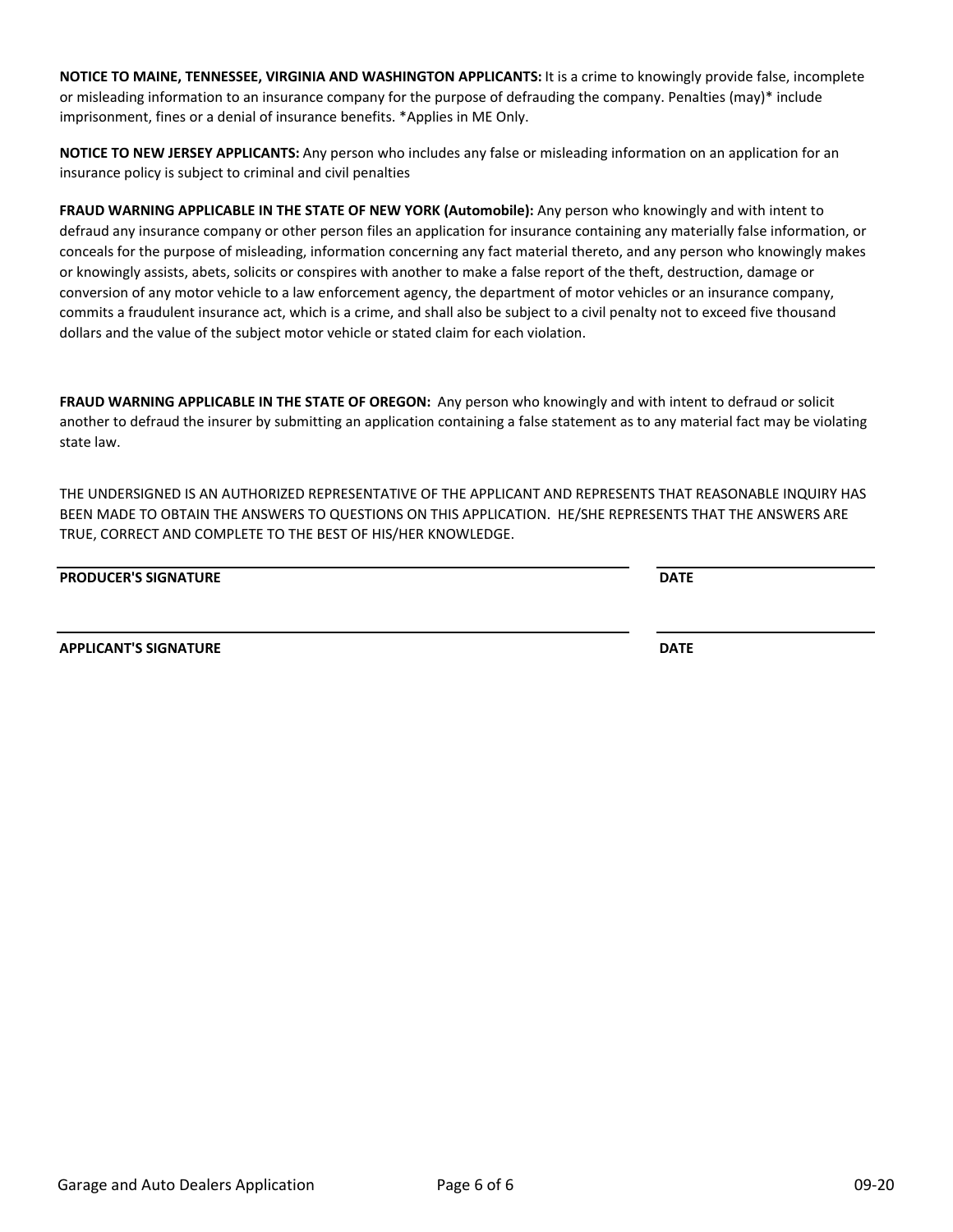**NOTICE TO MAINE, TENNESSEE, VIRGINIA AND WASHINGTON APPLICANTS:** It is a crime to knowingly provide false, incomplete or misleading information to an insurance company for the purpose of defrauding the company. Penalties (may)* include imprisonment, fines or a denial of insurance benefits. *Applies in ME Only.

**NOTICE TO NEW JERSEY APPLICANTS:** Any person who includes any false or misleading information on an application for an insurance policy is subject to criminal and civil penalties

**FRAUD WARNING APPLICABLE IN THE STATE OF NEW YORK (Automobile):** Any person who knowingly and with intent to defraud any insurance company or other person files an application for insurance containing any materially false information, or conceals for the purpose of misleading, information concerning any fact material thereto, and any person who knowingly makes or knowingly assists, abets, solicits or conspires with another to make a false report of the theft, destruction, damage or conversion of any motor vehicle to a law enforcement agency, the department of motor vehicles or an insurance company, commits a fraudulent insurance act, which is a crime, and shall also be subject to a civil penalty not to exceed five thousand dollars and the value of the subject motor vehicle or stated claim for each violation.

**FRAUD WARNING APPLICABLE IN THE STATE OF OREGON:** Any person who knowingly and with intent to defraud or solicit another to defraud the insurer by submitting an application containing a false statement as to any material fact may be violating state law.

THE UNDERSIGNED IS AN AUTHORIZED REPRESENTATIVE OF THE APPLICANT AND REPRESENTS THAT REASONABLE INQUIRY HAS BEEN MADE TO OBTAIN THE ANSWERS TO QUESTIONS ON THIS APPLICATION. HE/SHE REPRESENTS THAT THE ANSWERS ARE TRUE, CORRECT AND COMPLETE TO THE BEST OF HIS/HER KNOWLEDGE.

| | |
|---|---|
| **PRODUCER'S SIGNATURE** | **DATE** |
| **APPLICANT'S SIGNATURE** | **DATE** |